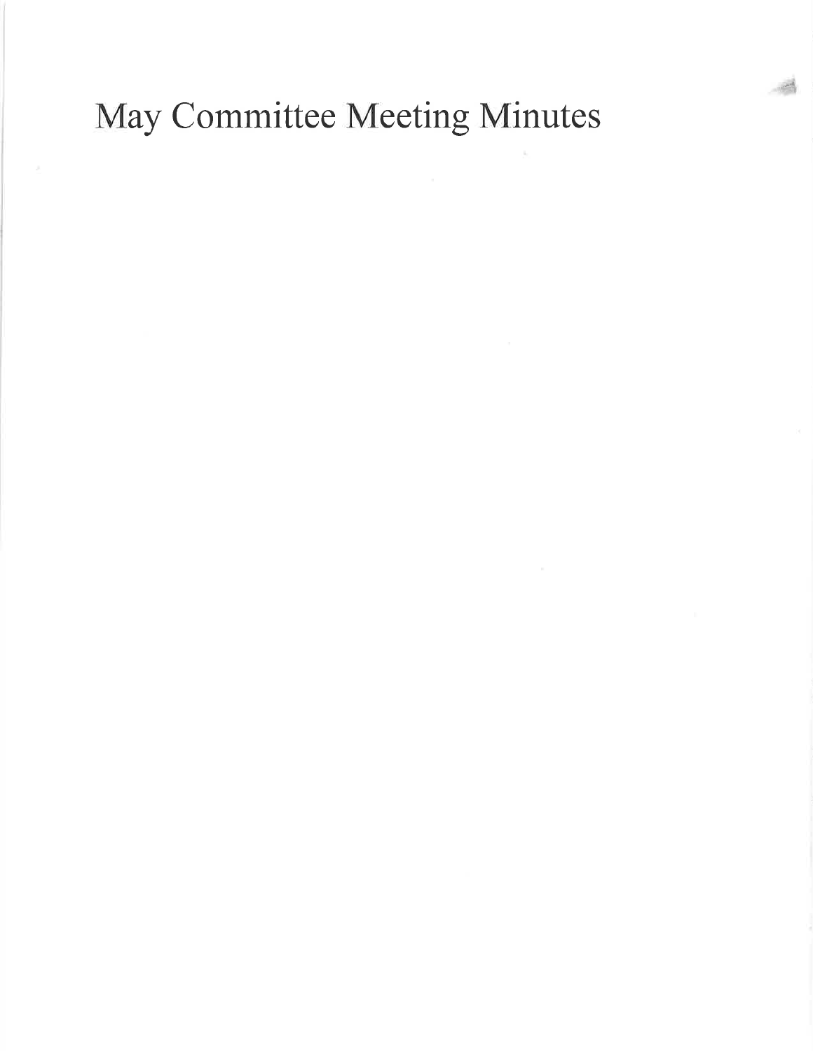# May Committee Meeting Minutes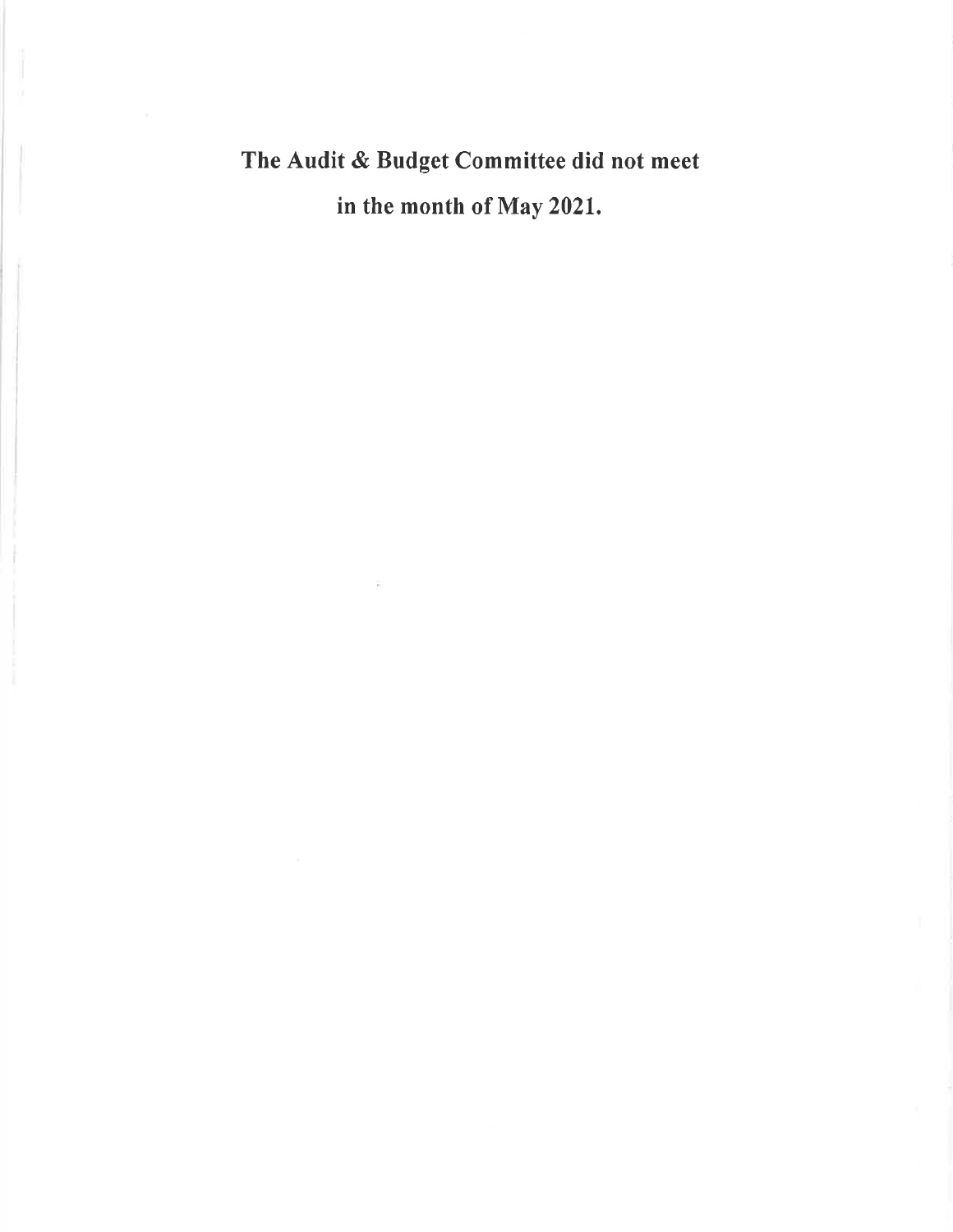**The Audit & Budget Committee did not meet in the month of May 2021.**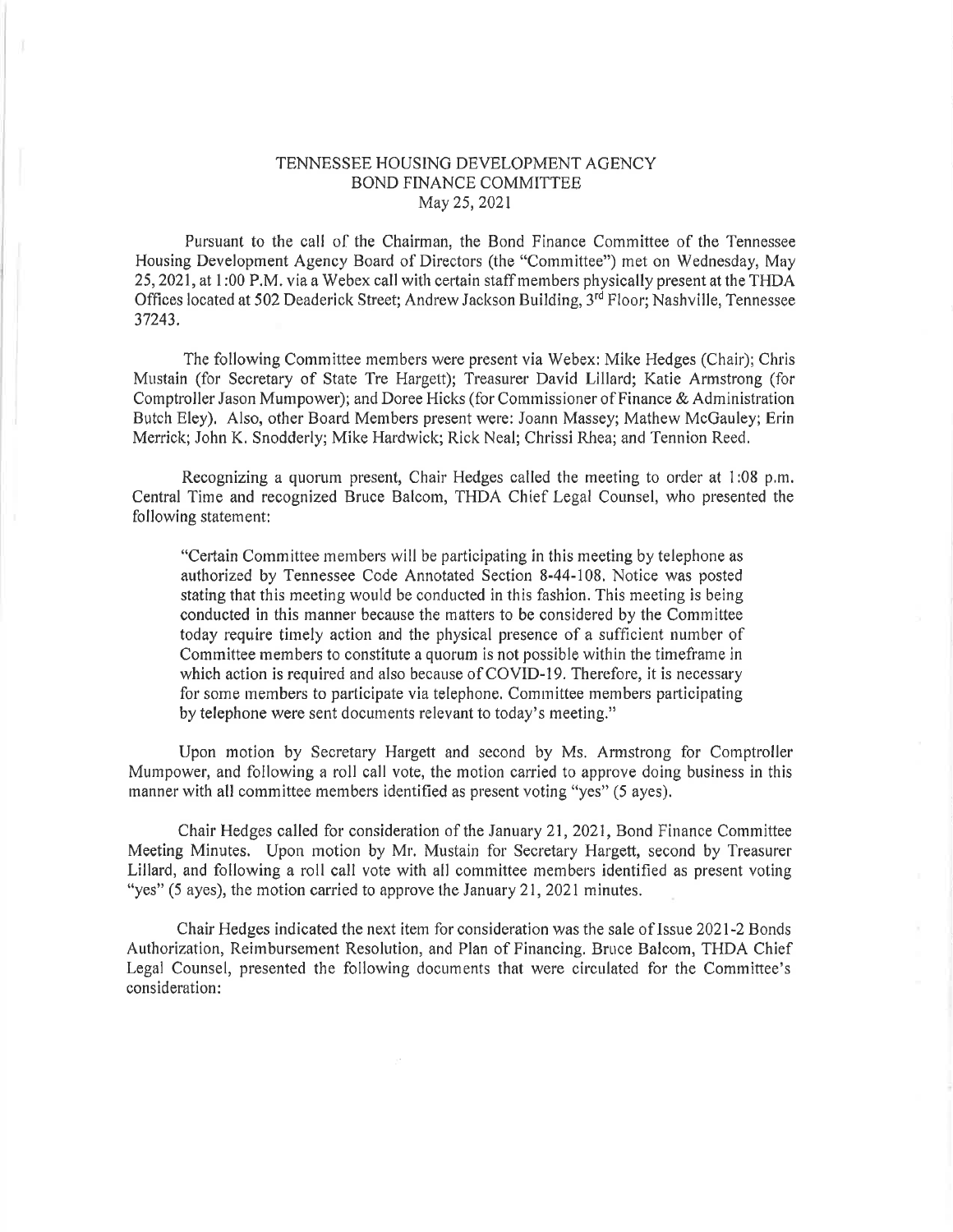TENNESSEE HOUSING DEVELOPMENT AGENCY
BOND FINANCE COMMITTEE
May 25, 2021

Pursuant to the call of the Chairman, the Bond Finance Committee of the Tennessee Housing Development Agency Board of Directors (the "Committee") met on Wednesday, May 25, 2021, at 1:00 P.M. via a Webex call with certain staff members physically present at the THDA Offices located at 502 Deaderick Street; Andrew Jackson Building, 3rd Floor; Nashville, Tennessee 37243.

The following Committee members were present via Webex: Mike Hedges (Chair); Chris Mustain (for Secretary of State Tre Hargett); Treasurer David Lillard; Katie Armstrong (for Comptroller Jason Mumpower); and Doree Hicks (for Commissioner of Finance & Administration Butch Eley). Also, other Board Members present were: Joann Massey; Mathew McGauley; Erin Merrick; John K. Snodderly; Mike Hardwick; Rick Neal; Chrissi Rhea; and Tennion Reed.

Recognizing a quorum present, Chair Hedges called the meeting to order at 1:08 p.m. Central Time and recognized Bruce Balcom, THDA Chief Legal Counsel, who presented the following statement:

> "Certain Committee members will be participating in this meeting by telephone as authorized by Tennessee Code Annotated Section 8-44-108. Notice was posted stating that this meeting would be conducted in this fashion. This meeting is being conducted in this manner because the matters to be considered by the Committee today require timely action and the physical presence of a sufficient number of Committee members to constitute a quorum is not possible within the timeframe in which action is required and also because of COVID-19. Therefore, it is necessary for some members to participate via telephone. Committee members participating by telephone were sent documents relevant to today's meeting."

Upon motion by Secretary Hargett and second by Ms. Armstrong for Comptroller Mumpower, and following a roll call vote, the motion carried to approve doing business in this manner with all committee members identified as present voting "yes" (5 ayes).

Chair Hedges called for consideration of the January 21, 2021, Bond Finance Committee Meeting Minutes. Upon motion by Mr. Mustain for Secretary Hargett, second by Treasurer Lillard, and following a roll call vote with all committee members identified as present voting "yes" (5 ayes), the motion carried to approve the January 21, 2021 minutes.

Chair Hedges indicated the next item for consideration was the sale of Issue 2021-2 Bonds Authorization, Reimbursement Resolution, and Plan of Financing. Bruce Balcom, THDA Chief Legal Counsel, presented the following documents that were circulated for the Committee's consideration: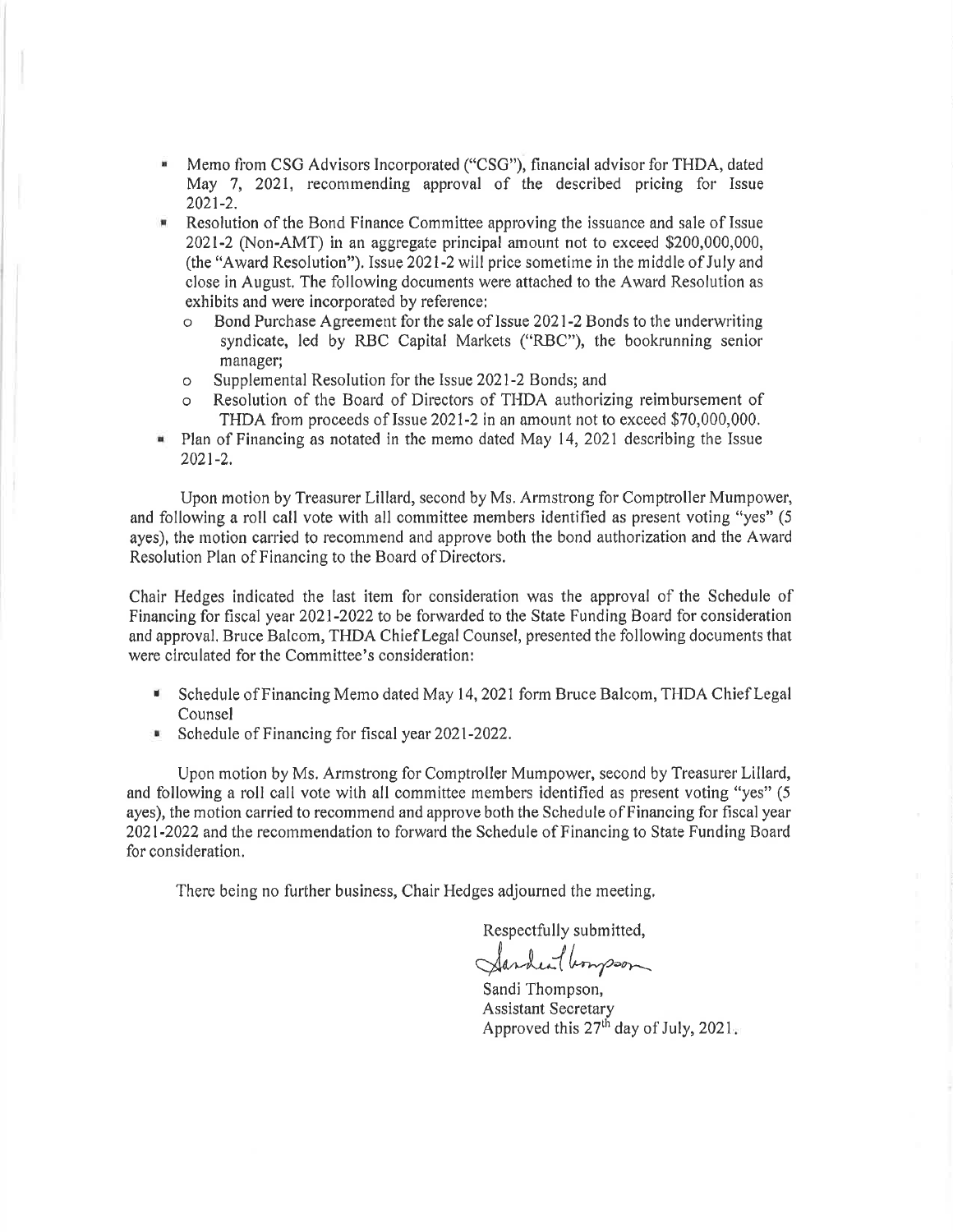- Memo from CSG Advisors Incorporated ("CSG"), financial advisor for THDA, dated May 7, 2021, recommending approval of the described pricing for Issue 2021-2.
- Resolution of the Bond Finance Committee approving the issuance and sale of Issue 2021-2 (Non-AMT) in an aggregate principal amount not to exceed $200,000,000, (the "Award Resolution"). Issue 2021-2 will price sometime in the middle of July and close in August. The following documents were attached to the Award Resolution as exhibits and were incorporated by reference:
  - Bond Purchase Agreement for the sale of Issue 2021-2 Bonds to the underwriting syndicate, led by RBC Capital Markets ("RBC"), the bookrunning senior manager;
  - Supplemental Resolution for the Issue 2021-2 Bonds; and
  - Resolution of the Board of Directors of THDA authorizing reimbursement of THDA from proceeds of Issue 2021-2 in an amount not to exceed $70,000,000.
- Plan of Financing as notated in the memo dated May 14, 2021 describing the Issue 2021-2.

Upon motion by Treasurer Lillard, second by Ms. Armstrong for Comptroller Mumpower, and following a roll call vote with all committee members identified as present voting "yes" (5 ayes), the motion carried to recommend and approve both the bond authorization and the Award Resolution Plan of Financing to the Board of Directors.

Chair Hedges indicated the last item for consideration was the approval of the Schedule of Financing for fiscal year 2021-2022 to be forwarded to the State Funding Board for consideration and approval. Bruce Balcom, THDA Chief Legal Counsel, presented the following documents that were circulated for the Committee's consideration:

- Schedule of Financing Memo dated May 14, 2021 form Bruce Balcom, THDA Chief Legal Counsel
- Schedule of Financing for fiscal year 2021-2022.

Upon motion by Ms. Armstrong for Comptroller Mumpower, second by Treasurer Lillard, and following a roll call vote with all committee members identified as present voting "yes" (5 ayes), the motion carried to recommend and approve both the Schedule of Financing for fiscal year 2021-2022 and the recommendation to forward the Schedule of Financing to State Funding Board for consideration.

There being no further business, Chair Hedges adjourned the meeting.

Respectfully submitted,

Sandi Thompson,
Assistant Secretary
Approved this 27th day of July, 2021.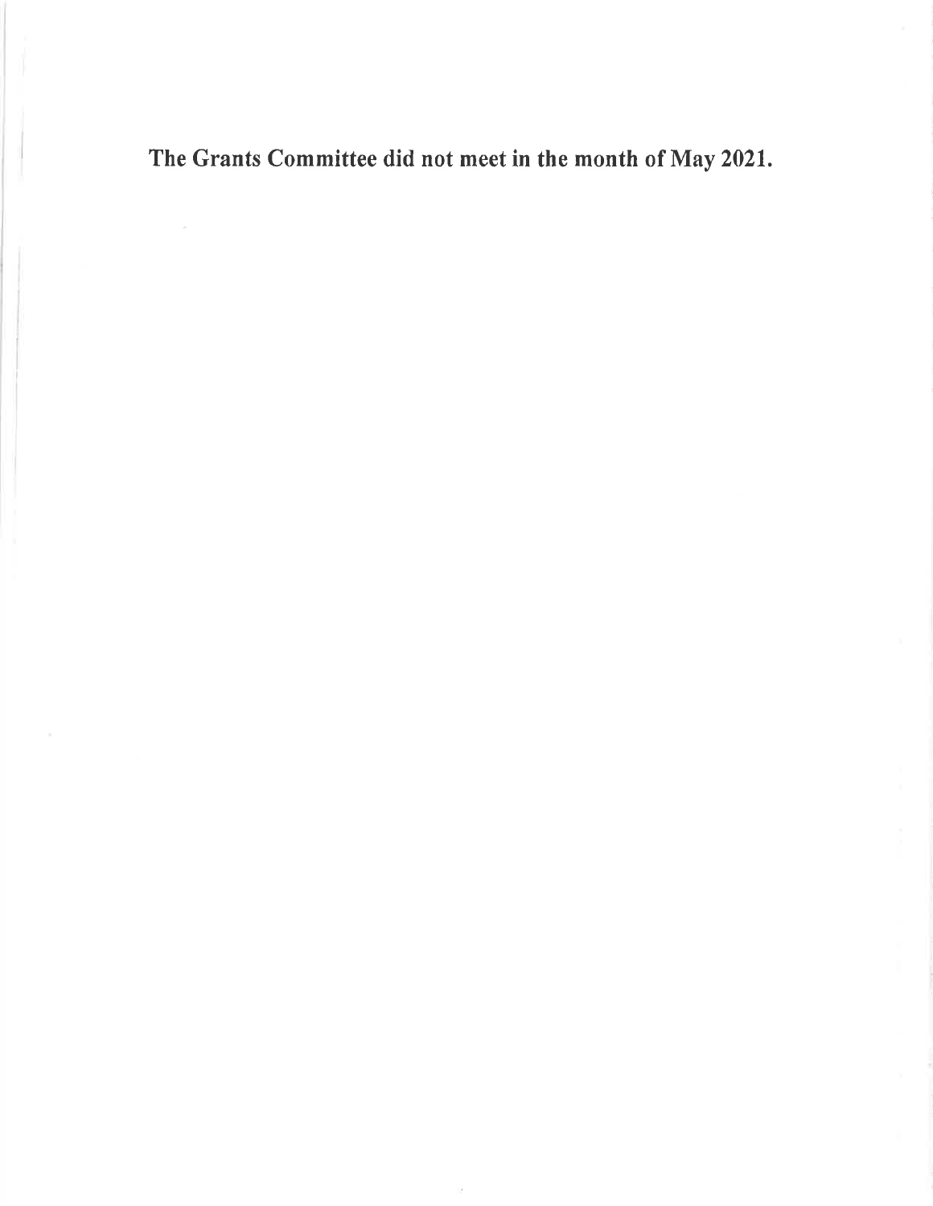**The Grants Committee did not meet in the month of May 2021.**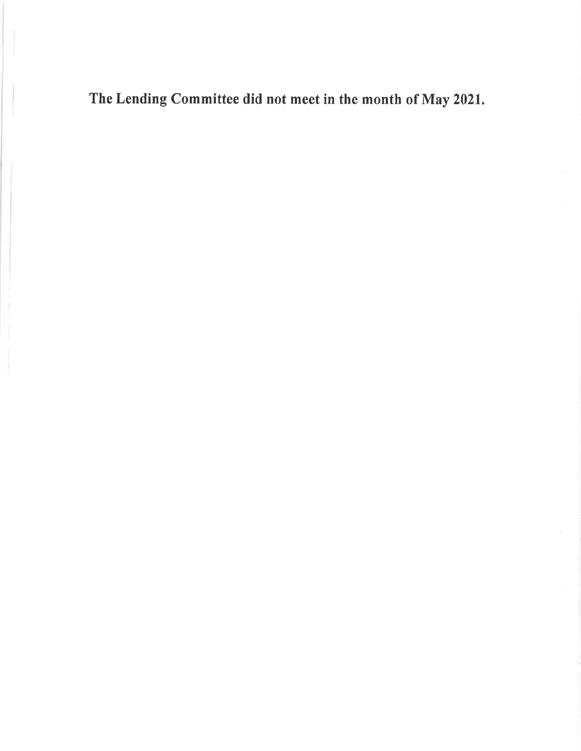**The Lending Committee did not meet in the month of May 2021.**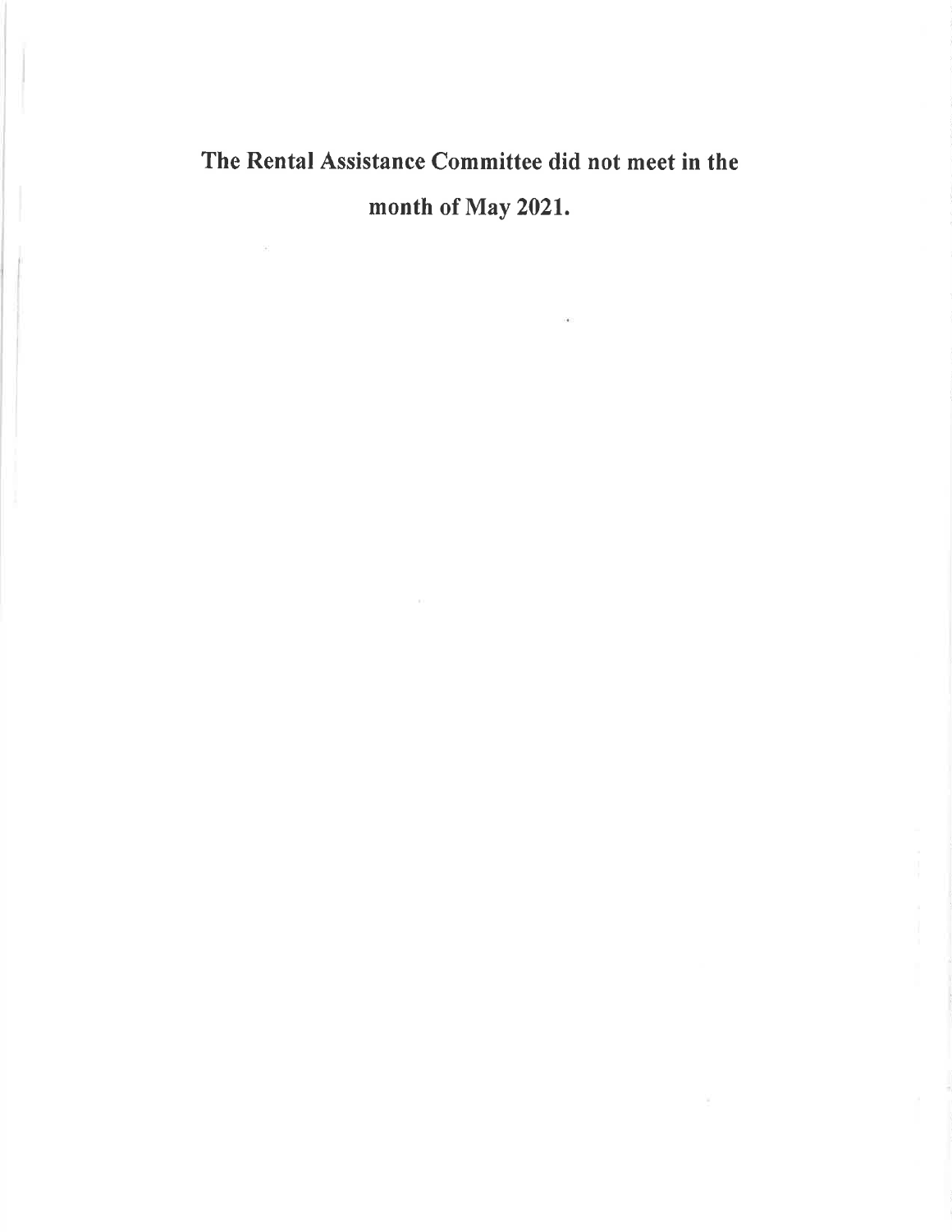**The Rental Assistance Committee did not meet in the month of May 2021.**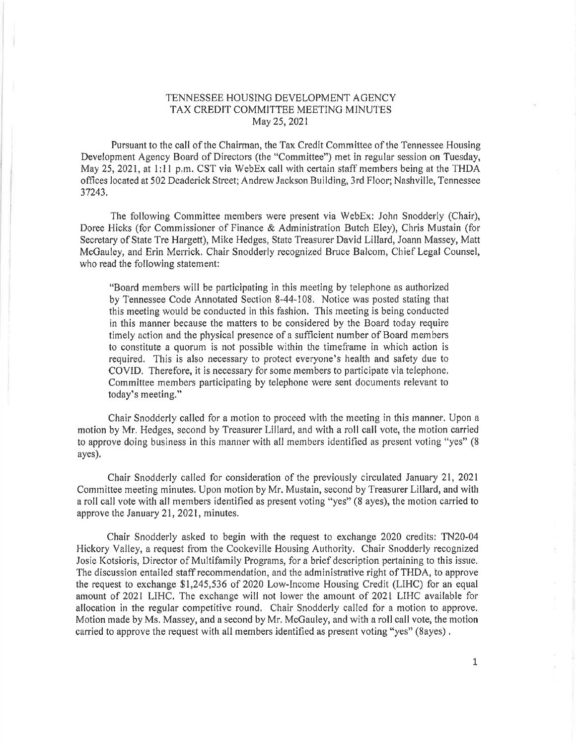TENNESSEE HOUSING DEVELOPMENT AGENCY
TAX CREDIT COMMITTEE MEETING MINUTES
May 25, 2021

Pursuant to the call of the Chairman, the Tax Credit Committee of the Tennessee Housing Development Agency Board of Directors (the "Committee") met in regular session on Tuesday, May 25, 2021, at 1:11 p.m. CST via WebEx call with certain staff members being at the THDA offices located at 502 Deaderick Street; Andrew Jackson Building, 3rd Floor; Nashville, Tennessee 37243.

The following Committee members were present via WebEx: John Snodderly (Chair), Doree Hicks (for Commissioner of Finance & Administration Butch Eley), Chris Mustain (for Secretary of State Tre Hargett), Mike Hedges, State Treasurer David Lillard, Joann Massey, Matt McGauley, and Erin Merrick. Chair Snodderly recognized Bruce Balcom, Chief Legal Counsel, who read the following statement:

> "Board members will be participating in this meeting by telephone as authorized by Tennessee Code Annotated Section 8-44-108. Notice was posted stating that this meeting would be conducted in this fashion. This meeting is being conducted in this manner because the matters to be considered by the Board today require timely action and the physical presence of a sufficient number of Board members to constitute a quorum is not possible within the timeframe in which action is required. This is also necessary to protect everyone's health and safety due to COVID. Therefore, it is necessary for some members to participate via telephone. Committee members participating by telephone were sent documents relevant to today's meeting."

Chair Snodderly called for a motion to proceed with the meeting in this manner. Upon a motion by Mr. Hedges, second by Treasurer Lillard, and with a roll call vote, the motion carried to approve doing business in this manner with all members identified as present voting "yes" (8 ayes).

Chair Snodderly called for consideration of the previously circulated January 21, 2021 Committee meeting minutes. Upon motion by Mr. Mustain, second by Treasurer Lillard, and with a roll call vote with all members identified as present voting "yes" (8 ayes), the motion carried to approve the January 21, 2021, minutes.

Chair Snodderly asked to begin with the request to exchange 2020 credits: TN20-04 Hickory Valley, a request from the Cookeville Housing Authority. Chair Snodderly recognized Josie Kotsioris, Director of Multifamily Programs, for a brief description pertaining to this issue. The discussion entailed staff recommendation, and the administrative right of THDA, to approve the request to exchange $1,245,536 of 2020 Low-Income Housing Credit (LIHC) for an equal amount of 2021 LIHC. The exchange will not lower the amount of 2021 LIHC available for allocation in the regular competitive round. Chair Snodderly called for a motion to approve. Motion made by Ms. Massey, and a second by Mr. McGauley, and with a roll call vote, the motion carried to approve the request with all members identified as present voting "yes" (8ayes) .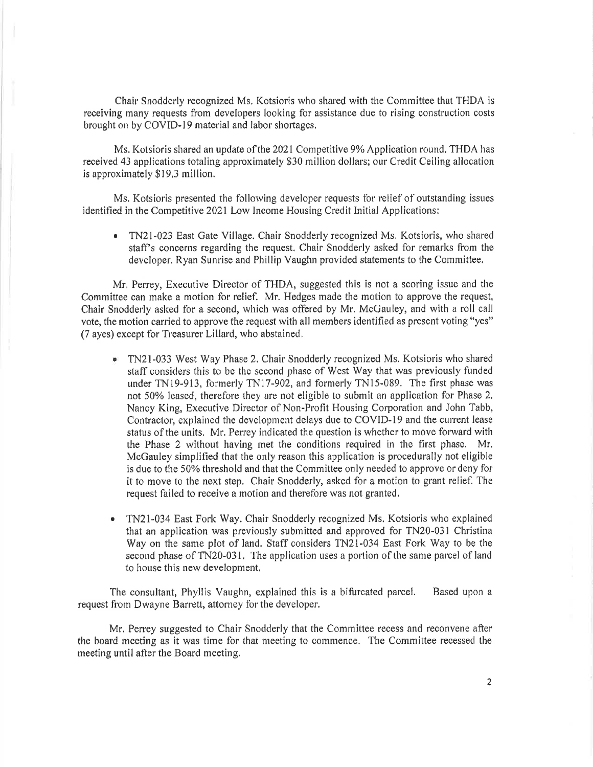Chair Snodderly recognized Ms. Kotsioris who shared with the Committee that THDA is receiving many requests from developers looking for assistance due to rising construction costs brought on by COVID-19 material and labor shortages.

Ms. Kotsioris shared an update of the 2021 Competitive 9% Application round. THDA has received 43 applications totaling approximately $30 million dollars; our Credit Ceiling allocation is approximately $19.3 million.

Ms. Kotsioris presented the following developer requests for relief of outstanding issues identified in the Competitive 2021 Low Income Housing Credit Initial Applications:

- TN21-023 East Gate Village. Chair Snodderly recognized Ms. Kotsioris, who shared staff's concerns regarding the request. Chair Snodderly asked for remarks from the developer. Ryan Sunrise and Phillip Vaughn provided statements to the Committee.

Mr. Perrey, Executive Director of THDA, suggested this is not a scoring issue and the Committee can make a motion for relief. Mr. Hedges made the motion to approve the request, Chair Snodderly asked for a second, which was offered by Mr. McGauley, and with a roll call vote, the motion carried to approve the request with all members identified as present voting "yes" (7 ayes) except for Treasurer Lillard, who abstained.

- TN21-033 West Way Phase 2. Chair Snodderly recognized Ms. Kotsioris who shared staff considers this to be the second phase of West Way that was previously funded under TN19-913, formerly TN17-902, and formerly TN15-089. The first phase was not 50% leased, therefore they are not eligible to submit an application for Phase 2. Nancy King, Executive Director of Non-Profit Housing Corporation and John Tabb, Contractor, explained the development delays due to COVID-19 and the current lease status of the units. Mr. Perrey indicated the question is whether to move forward with the Phase 2 without having met the conditions required in the first phase. Mr. McGauley simplified that the only reason this application is procedurally not eligible is due to the 50% threshold and that the Committee only needed to approve or deny for it to move to the next step. Chair Snodderly, asked for a motion to grant relief. The request failed to receive a motion and therefore was not granted.

- TN21-034 East Fork Way. Chair Snodderly recognized Ms. Kotsioris who explained that an application was previously submitted and approved for TN20-031 Christina Way on the same plot of land. Staff considers TN21-034 East Fork Way to be the second phase of TN20-031. The application uses a portion of the same parcel of land to house this new development.

The consultant, Phyllis Vaughn, explained this is a bifurcated parcel. Based upon a request from Dwayne Barrett, attorney for the developer.

Mr. Perrey suggested to Chair Snodderly that the Committee recess and reconvene after the board meeting as it was time for that meeting to commence. The Committee recessed the meeting until after the Board meeting.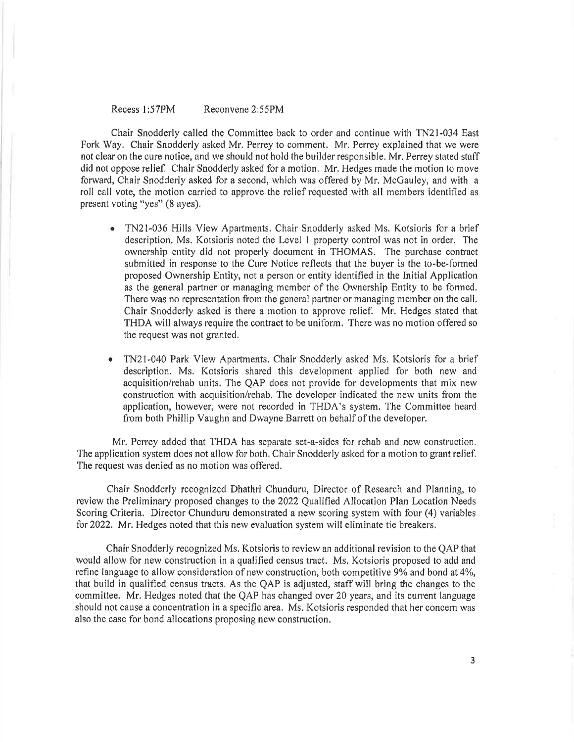Recess 1:57PM     Reconvene 2:55PM

Chair Snodderly called the Committee back to order and continue with TN21-034 East Fork Way. Chair Snodderly asked Mr. Perrey to comment. Mr. Perrey explained that we were not clear on the cure notice, and we should not hold the builder responsible. Mr. Perrey stated staff did not oppose relief. Chair Snodderly asked for a motion. Mr. Hedges made the motion to move forward, Chair Snodderly asked for a second, which was offered by Mr. McGauley, and with a roll call vote, the motion carried to approve the relief requested with all members identified as present voting "yes" (8 ayes).

- TN21-036 Hills View Apartments. Chair Snodderly asked Ms. Kotsioris for a brief description. Ms. Kotsioris noted the Level 1 property control was not in order. The ownership entity did not properly document in THOMAS. The purchase contract submitted in response to the Cure Notice reflects that the buyer is the to-be-formed proposed Ownership Entity, not a person or entity identified in the Initial Application as the general partner or managing member of the Ownership Entity to be formed. There was no representation from the general partner or managing member on the call. Chair Snodderly asked is there a motion to approve relief. Mr. Hedges stated that THDA will always require the contract to be uniform. There was no motion offered so the request was not granted.

- TN21-040 Park View Apartments. Chair Snodderly asked Ms. Kotsioris for a brief description. Ms. Kotsioris shared this development applied for both new and acquisition/rehab units. The QAP does not provide for developments that mix new construction with acquisition/rehab. The developer indicated the new units from the application, however, were not recorded in THDA's system. The Committee heard from both Phillip Vaughn and Dwayne Barrett on behalf of the developer.

Mr. Perrey added that THDA has separate set-a-sides for rehab and new construction. The application system does not allow for both. Chair Snodderly asked for a motion to grant relief. The request was denied as no motion was offered.

Chair Snodderly recognized Dhathri Chunduru, Director of Research and Planning, to review the Preliminary proposed changes to the 2022 Qualified Allocation Plan Location Needs Scoring Criteria. Director Chunduru demonstrated a new scoring system with four (4) variables for 2022. Mr. Hedges noted that this new evaluation system will eliminate tie breakers.

Chair Snodderly recognized Ms. Kotsioris to review an additional revision to the QAP that would allow for new construction in a qualified census tract. Ms. Kotsioris proposed to add and refine language to allow consideration of new construction, both competitive 9% and bond at 4%, that build in qualified census tracts. As the QAP is adjusted, staff will bring the changes to the committee. Mr. Hedges noted that the QAP has changed over 20 years, and its current language should not cause a concentration in a specific area. Ms. Kotsioris responded that her concern was also the case for bond allocations proposing new construction.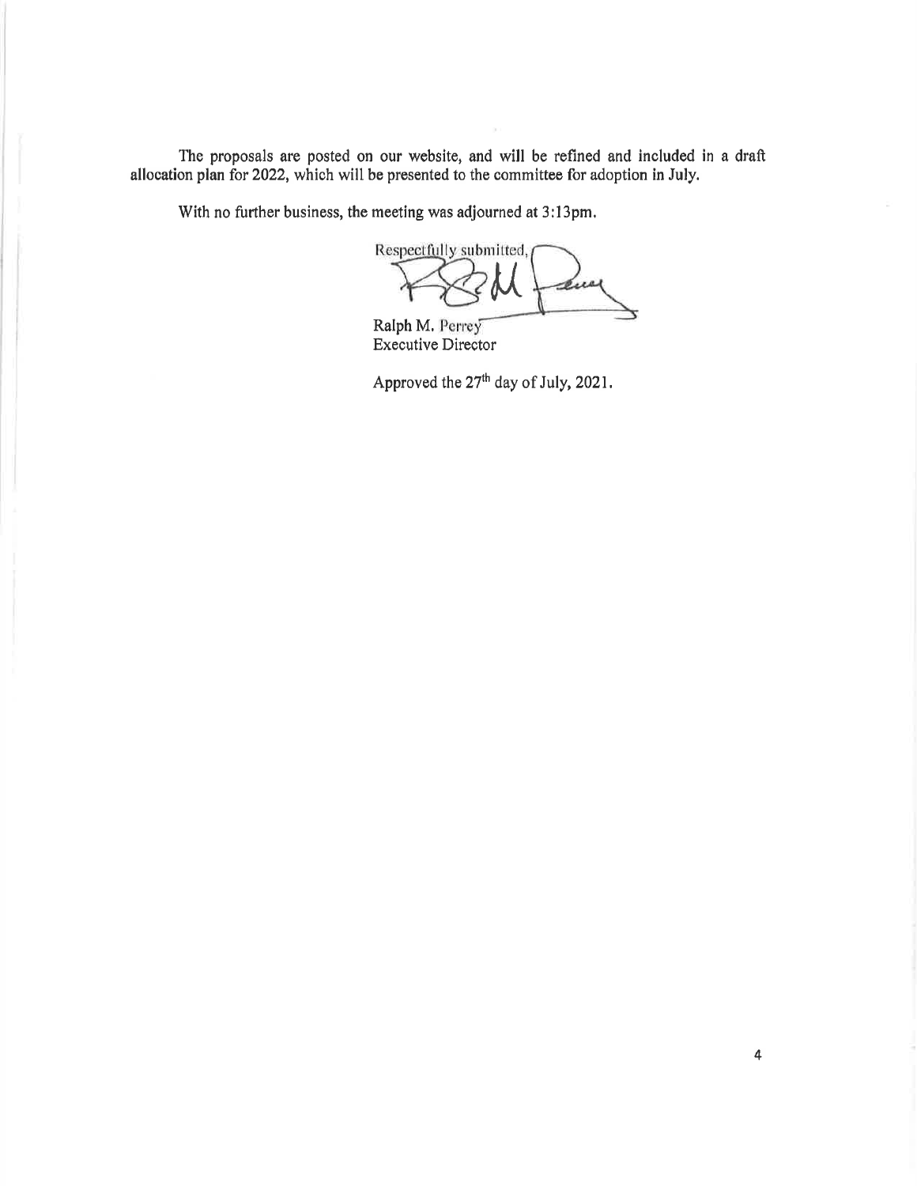The proposals are posted on our website, and will be refined and included in a draft allocation plan for 2022, which will be presented to the committee for adoption in July.

With no further business, the meeting was adjourned at 3:13pm.

Respectfully submitted,

Ralph M. Perrey
Executive Director

Approved the 27th day of July, 2021.